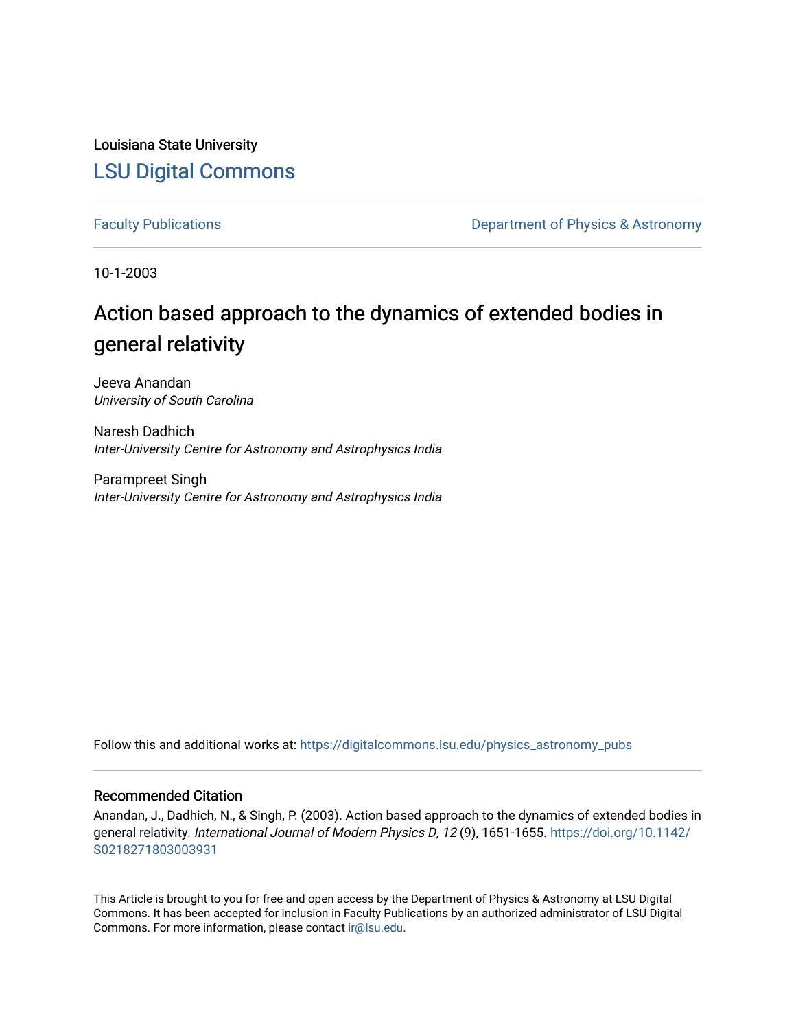Louisiana State University

# LSU Digital Commons

Faculty Publications | Department of Physics & Astronomy

10-1-2003

## Action based approach to the dynamics of extended bodies in general relativity

Jeeva Anandan
*University of South Carolina*

Naresh Dadhich
*Inter-University Centre for Astronomy and Astrophysics India*

Parampreet Singh
*Inter-University Centre for Astronomy and Astrophysics India*

Follow this and additional works at: https://digitalcommons.lsu.edu/physics_astronomy_pubs

### Recommended Citation

Anandan, J., Dadhich, N., & Singh, P. (2003). Action based approach to the dynamics of extended bodies in general relativity. *International Journal of Modern Physics D, 12* (9), 1651-1655. https://doi.org/10.1142/S0218271803003931

This Article is brought to you for free and open access by the Department of Physics & Astronomy at LSU Digital Commons. It has been accepted for inclusion in Faculty Publications by an authorized administrator of LSU Digital Commons. For more information, please contact ir@lsu.edu.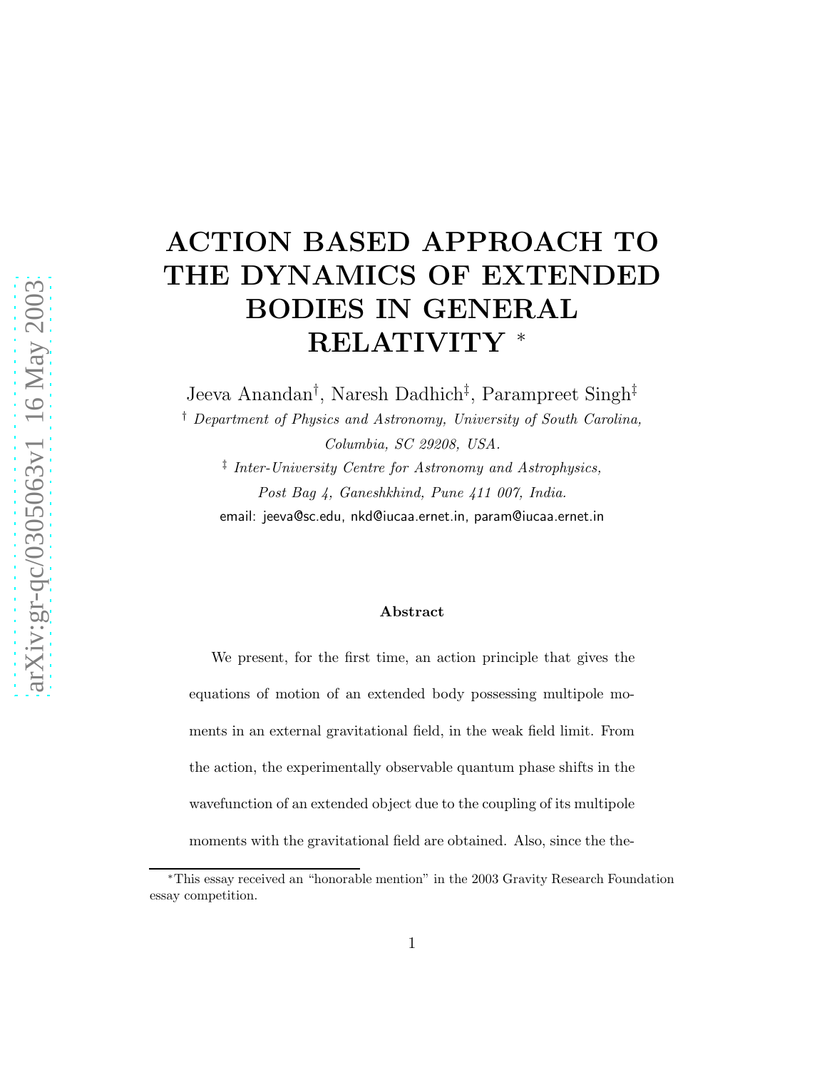# ACTION BASED APPROACH TO THE DYNAMICS OF EXTENDED BODIES IN GENERAL RELATIVITY [*]

Jeeva Anandan[†], Naresh Dadhich[‡], Parampreet Singh[‡]

[†] *Department of Physics and Astronomy, University of South Carolina, Columbia, SC 29208, USA.*

[‡] *Inter-University Centre for Astronomy and Astrophysics, Post Bag 4, Ganeshkhind, Pune 411 007, India.*

email: jeeva@sc.edu, nkd@iucaa.ernet.in, param@iucaa.ernet.in

### Abstract

We present, for the first time, an action principle that gives the equations of motion of an extended body possessing multipole moments in an external gravitational field, in the weak field limit. From the action, the experimentally observable quantum phase shifts in the wavefunction of an extended object due to the coupling of its multipole moments with the gravitational field are obtained. Also, since the the-

[*]This essay received an "honorable mention" in the 2003 Gravity Research Foundation essay competition.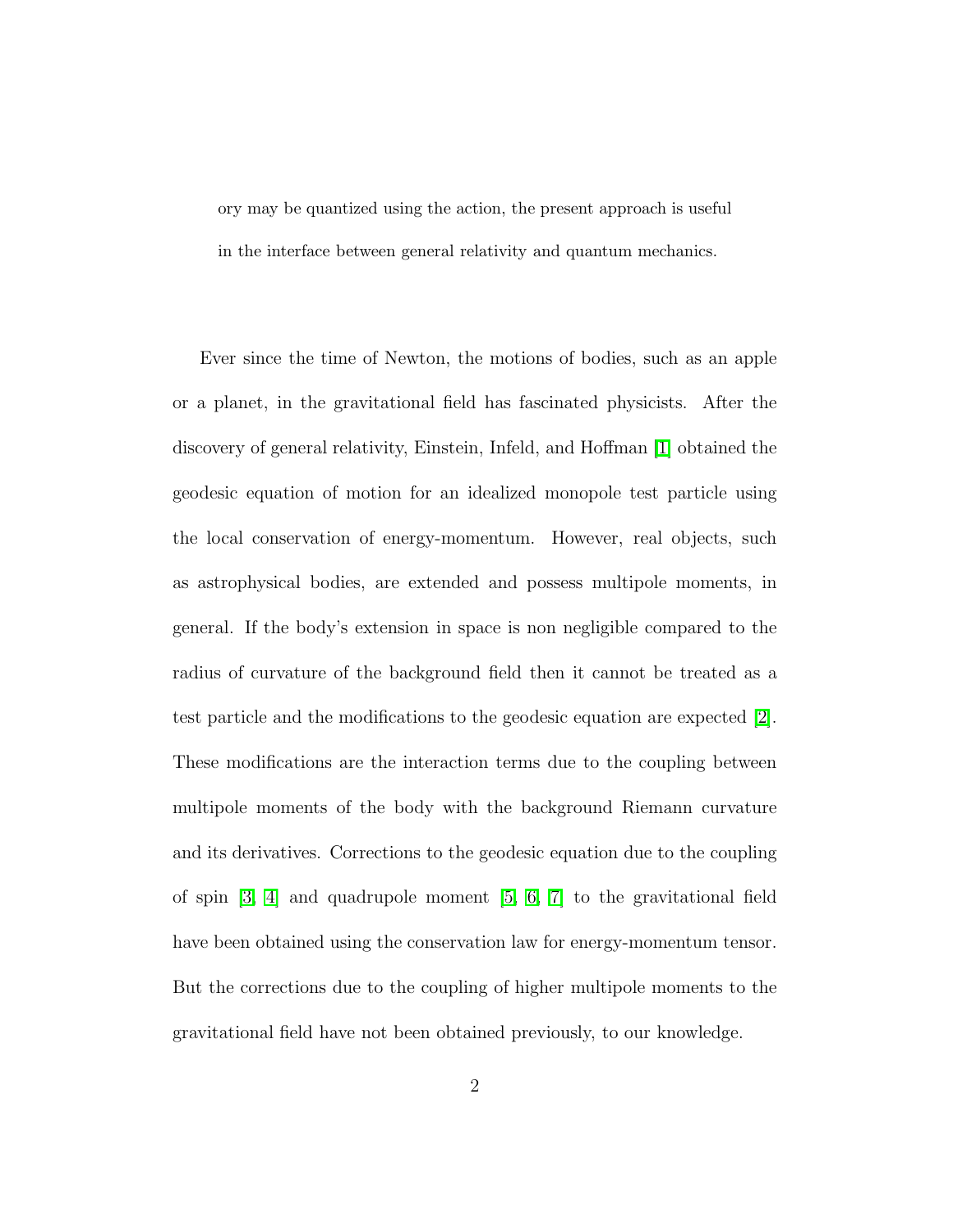ory may be quantized using the action, the present approach is useful in the interface between general relativity and quantum mechanics.

Ever since the time of Newton, the motions of bodies, such as an apple or a planet, in the gravitational field has fascinated physicists. After the discovery of general relativity, Einstein, Infeld, and Hoffman [1] obtained the geodesic equation of motion for an idealized monopole test particle using the local conservation of energy-momentum. However, real objects, such as astrophysical bodies, are extended and possess multipole moments, in general. If the body's extension in space is non negligible compared to the radius of curvature of the background field then it cannot be treated as a test particle and the modifications to the geodesic equation are expected [2]. These modifications are the interaction terms due to the coupling between multipole moments of the body with the background Riemann curvature and its derivatives. Corrections to the geodesic equation due to the coupling of spin [3, 4] and quadrupole moment [5, 6, 7] to the gravitational field have been obtained using the conservation law for energy-momentum tensor. But the corrections due to the coupling of higher multipole moments to the gravitational field have not been obtained previously, to our knowledge.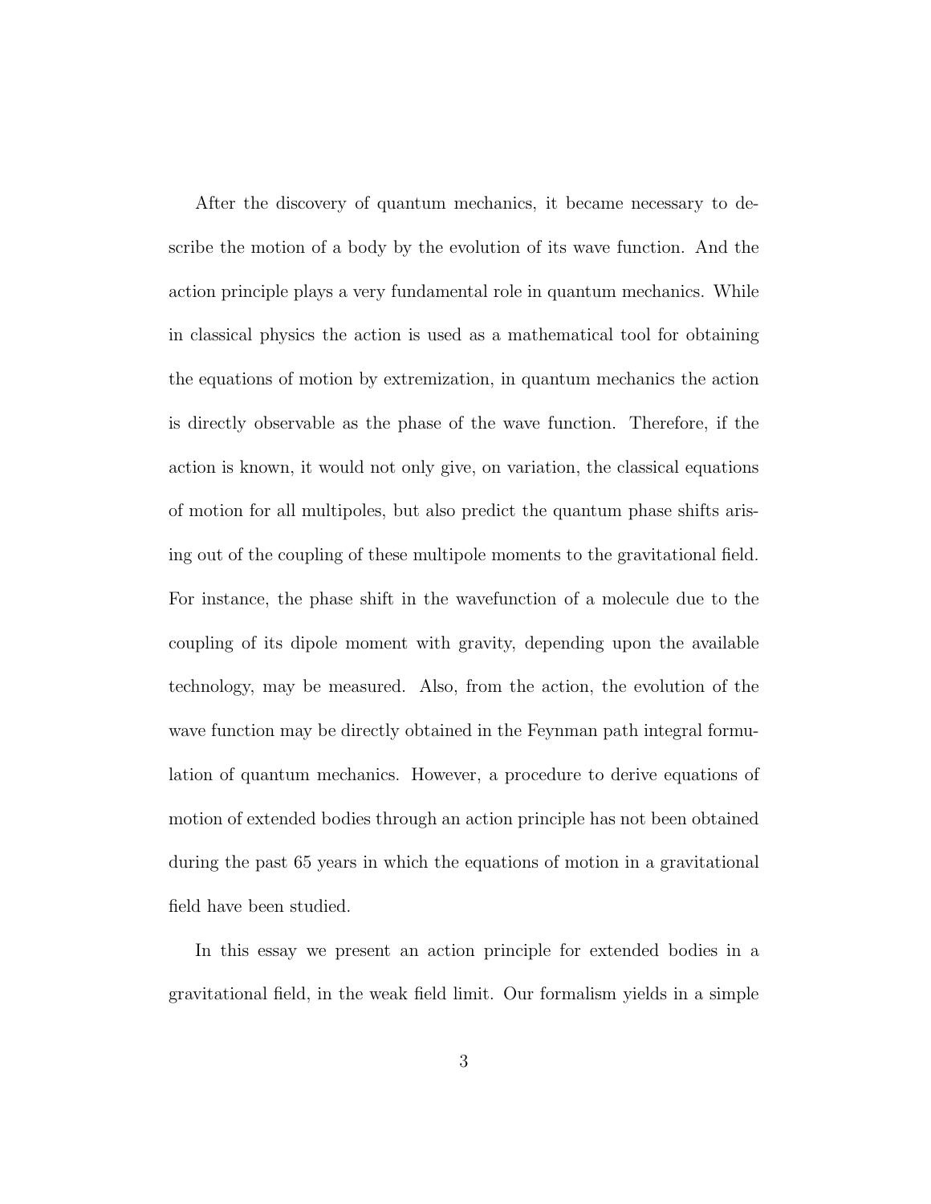After the discovery of quantum mechanics, it became necessary to describe the motion of a body by the evolution of its wave function. And the action principle plays a very fundamental role in quantum mechanics. While in classical physics the action is used as a mathematical tool for obtaining the equations of motion by extremization, in quantum mechanics the action is directly observable as the phase of the wave function. Therefore, if the action is known, it would not only give, on variation, the classical equations of motion for all multipoles, but also predict the quantum phase shifts arising out of the coupling of these multipole moments to the gravitational field. For instance, the phase shift in the wavefunction of a molecule due to the coupling of its dipole moment with gravity, depending upon the available technology, may be measured. Also, from the action, the evolution of the wave function may be directly obtained in the Feynman path integral formulation of quantum mechanics. However, a procedure to derive equations of motion of extended bodies through an action principle has not been obtained during the past 65 years in which the equations of motion in a gravitational field have been studied.

In this essay we present an action principle for extended bodies in a gravitational field, in the weak field limit. Our formalism yields in a simple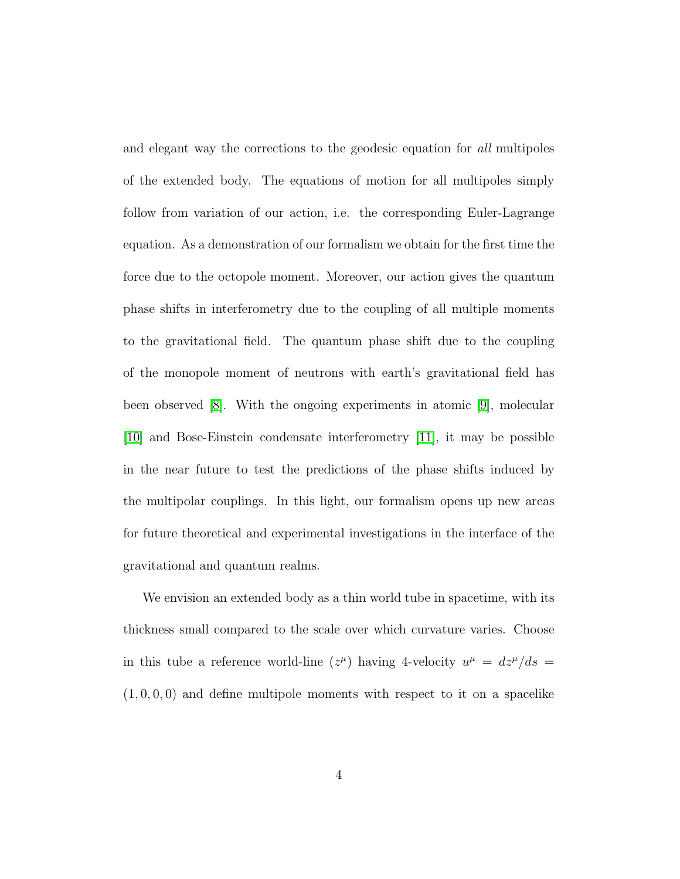and elegant way the corrections to the geodesic equation for *all* multipoles of the extended body. The equations of motion for all multipoles simply follow from variation of our action, i.e. the corresponding Euler-Lagrange equation. As a demonstration of our formalism we obtain for the first time the force due to the octopole moment. Moreover, our action gives the quantum phase shifts in interferometry due to the coupling of all multiple moments to the gravitational field. The quantum phase shift due to the coupling of the monopole moment of neutrons with earth's gravitational field has been observed [8]. With the ongoing experiments in atomic [9], molecular [10] and Bose-Einstein condensate interferometry [11], it may be possible in the near future to test the predictions of the phase shifts induced by the multipolar couplings. In this light, our formalism opens up new areas for future theoretical and experimental investigations in the interface of the gravitational and quantum realms.

We envision an extended body as a thin world tube in spacetime, with its thickness small compared to the scale over which curvature varies. Choose in this tube a reference world-line ($z^\mu$) having 4-velocity $u^\mu = dz^\mu/ds = (1, 0, 0, 0)$ and define multipole moments with respect to it on a spacelike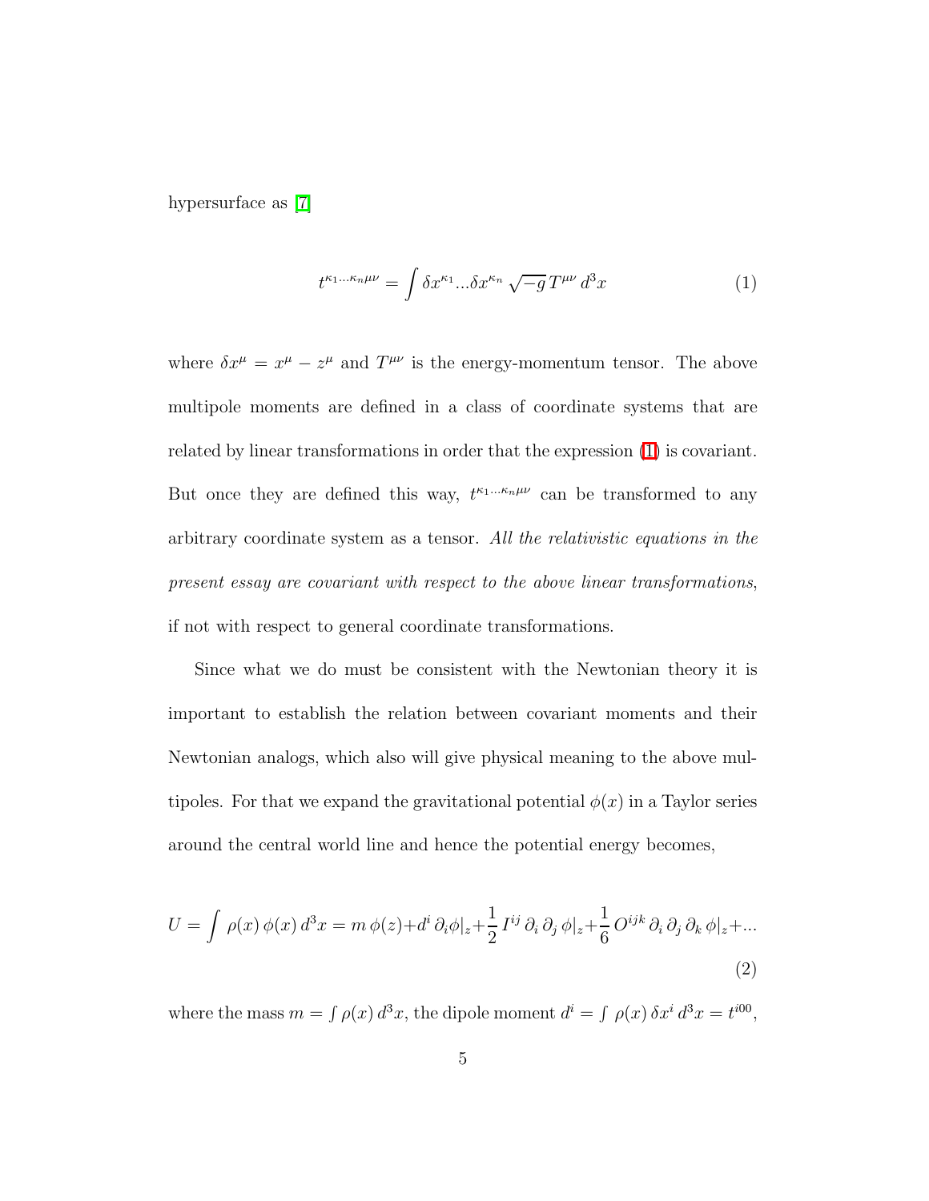hypersurface as [7]

$$t^{\kappa_1 \ldots \kappa_n \mu\nu} = \int \delta x^{\kappa_1} \ldots \delta x^{\kappa_n} \sqrt{-g}\, T^{\mu\nu}\, d^3x \tag{1}$$

where $\delta x^\mu = x^\mu - z^\mu$ and $T^{\mu\nu}$ is the energy-momentum tensor. The above multipole moments are defined in a class of coordinate systems that are related by linear transformations in order that the expression (1) is covariant. But once they are defined this way, $t^{\kappa_1 \ldots \kappa_n \mu\nu}$ can be transformed to any arbitrary coordinate system as a tensor. *All the relativistic equations in the present essay are covariant with respect to the above linear transformations*, if not with respect to general coordinate transformations.

Since what we do must be consistent with the Newtonian theory it is important to establish the relation between covariant moments and their Newtonian analogs, which also will give physical meaning to the above multipoles. For that we expand the gravitational potential $\phi(x)$ in a Taylor series around the central world line and hence the potential energy becomes,

$$U = \int \rho(x)\, \phi(x)\, d^3x = m\, \phi(z) + d^i\, \partial_i \phi|_z + \frac{1}{2}\, I^{ij}\, \partial_i\, \partial_j\, \phi|_z + \frac{1}{6}\, O^{ijk}\, \partial_i\, \partial_j\, \partial_k\, \phi|_z + \ldots \tag{2}$$

where the mass $m = \int \rho(x)\, d^3x$, the dipole moment $d^i = \int \rho(x)\, \delta x^i\, d^3x = t^{i00}$,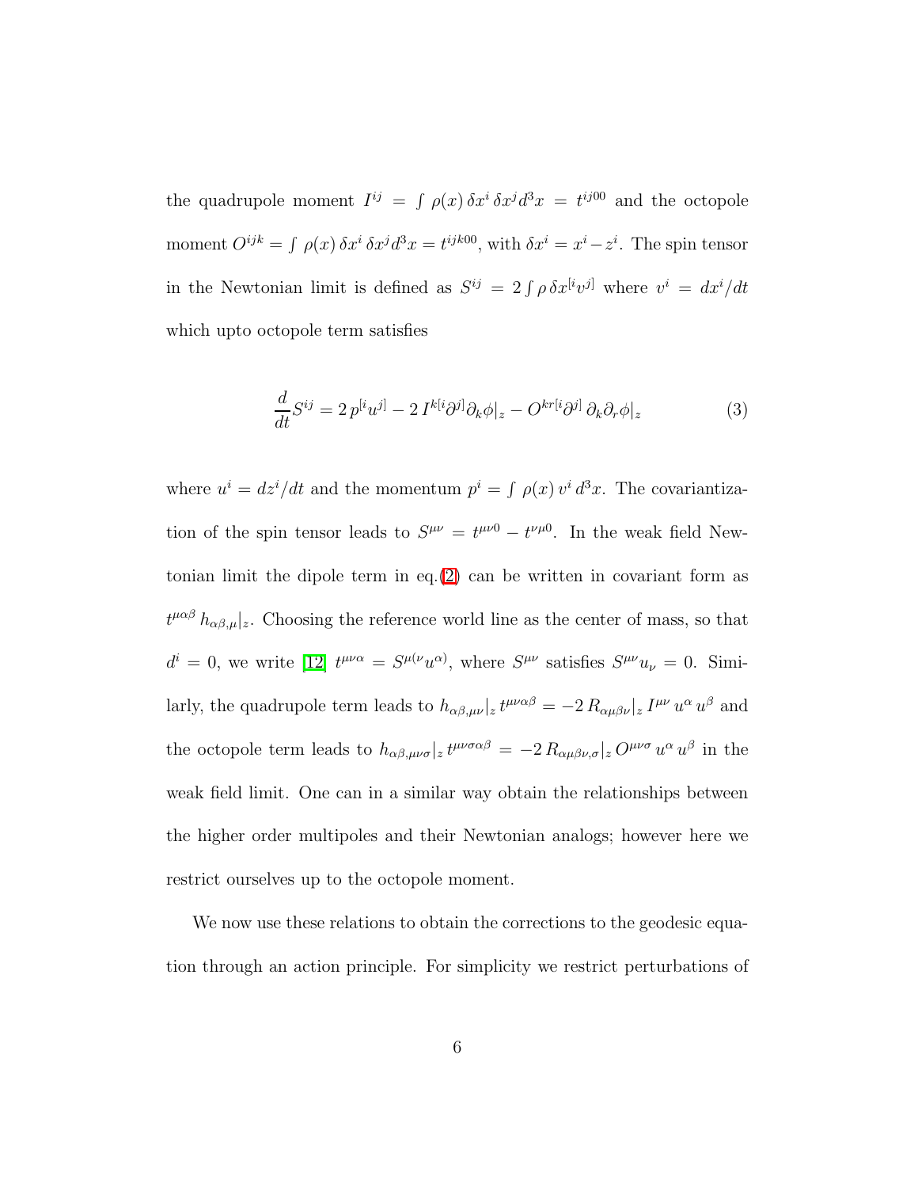the quadrupole moment $I^{ij} = \int \rho(x)\, \delta x^i\, \delta x^j d^3x = t^{ij00}$ and the octopole moment $O^{ijk} = \int \rho(x)\, \delta x^i\, \delta x^j d^3x = t^{ijk00}$, with $\delta x^i = x^i - z^i$. The spin tensor in the Newtonian limit is defined as $S^{ij} = 2 \int \rho\, \delta x^{[i} v^{j]}$ where $v^i = dx^i/dt$ which upto octopole term satisfies

$$\frac{d}{dt} S^{ij} = 2\, p^{[i} u^{j]} - 2\, I^{k[i} \partial^{j]} \partial_k \phi|_z - O^{kr[i} \partial^{j]}\, \partial_k \partial_r \phi|_z \tag{3}$$

where $u^i = dz^i/dt$ and the momentum $p^i = \int \rho(x)\, v^i\, d^3x$. The covariantization of the spin tensor leads to $S^{\mu\nu} = t^{\mu\nu 0} - t^{\nu\mu 0}$. In the weak field Newtonian limit the dipole term in eq.(2) can be written in covariant form as $t^{\mu\alpha\beta}\, h_{\alpha\beta,\mu}|_z$. Choosing the reference world line as the center of mass, so that $d^i = 0$, we write [12] $t^{\mu\nu\alpha} = S^{\mu(\nu} u^{\alpha)}$, where $S^{\mu\nu}$ satisfies $S^{\mu\nu} u_\nu = 0$. Similarly, the quadrupole term leads to $h_{\alpha\beta,\mu\nu}|_z\, t^{\mu\nu\alpha\beta} = -2\, R_{\alpha\mu\beta\nu}|_z\, I^{\mu\nu}\, u^\alpha\, u^\beta$ and the octopole term leads to $h_{\alpha\beta,\mu\nu\sigma}|_z\, t^{\mu\nu\sigma\alpha\beta} = -2\, R_{\alpha\mu\beta\nu,\sigma}|_z\, O^{\mu\nu\sigma}\, u^\alpha\, u^\beta$ in the weak field limit. One can in a similar way obtain the relationships between the higher order multipoles and their Newtonian analogs; however here we restrict ourselves up to the octopole moment.

We now use these relations to obtain the corrections to the geodesic equation through an action principle. For simplicity we restrict perturbations of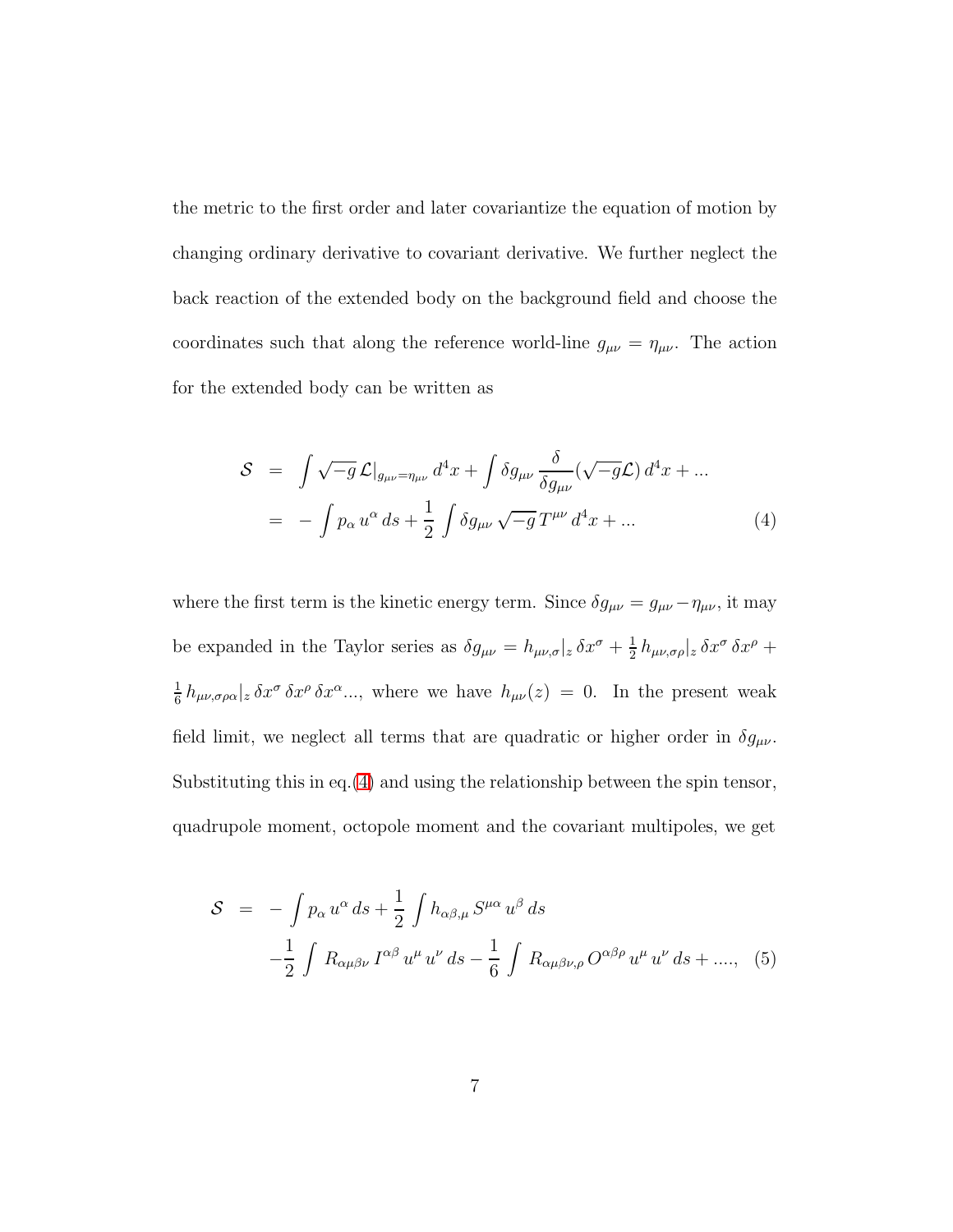the metric to the first order and later covariantize the equation of motion by changing ordinary derivative to covariant derivative. We further neglect the back reaction of the extended body on the background field and choose the coordinates such that along the reference world-line $g_{\mu\nu} = \eta_{\mu\nu}$. The action for the extended body can be written as

$$
\begin{aligned}
\mathcal{S} &= \int \sqrt{-g}\, \mathcal{L}|_{g_{\mu\nu}=\eta_{\mu\nu}}\, d^4x + \int \delta g_{\mu\nu}\, \frac{\delta}{\delta g_{\mu\nu}}(\sqrt{-g}\mathcal{L})\, d^4x + ... \\
&= -\int p_\alpha\, u^\alpha\, ds + \frac{1}{2} \int \delta g_{\mu\nu}\, \sqrt{-g}\, T^{\mu\nu}\, d^4x + ... \qquad (4)
\end{aligned}
$$

where the first term is the kinetic energy term. Since $\delta g_{\mu\nu} = g_{\mu\nu} - \eta_{\mu\nu}$, it may be expanded in the Taylor series as $\delta g_{\mu\nu} = h_{\mu\nu,\sigma}|_z\, \delta x^\sigma + \frac{1}{2}\, h_{\mu\nu,\sigma\rho}|_z\, \delta x^\sigma\, \delta x^\rho + \frac{1}{6}\, h_{\mu\nu,\sigma\rho\alpha}|_z\, \delta x^\sigma\, \delta x^\rho\, \delta x^\alpha ...$, where we have $h_{\mu\nu}(z) = 0$. In the present weak field limit, we neglect all terms that are quadratic or higher order in $\delta g_{\mu\nu}$. Substituting this in eq.(4) and using the relationship between the spin tensor, quadrupole moment, octopole moment and the covariant multipoles, we get

$$
\begin{aligned}
\mathcal{S} &= -\int p_\alpha\, u^\alpha\, ds + \frac{1}{2} \int h_{\alpha\beta,\mu}\, S^{\mu\alpha}\, u^\beta\, ds \\
&\quad -\frac{1}{2} \int R_{\alpha\mu\beta\nu}\, I^{\alpha\beta}\, u^\mu\, u^\nu\, ds - \frac{1}{6} \int R_{\alpha\mu\beta\nu,\rho}\, O^{\alpha\beta\rho}\, u^\mu\, u^\nu\, ds + ...., \qquad (5)
\end{aligned}
$$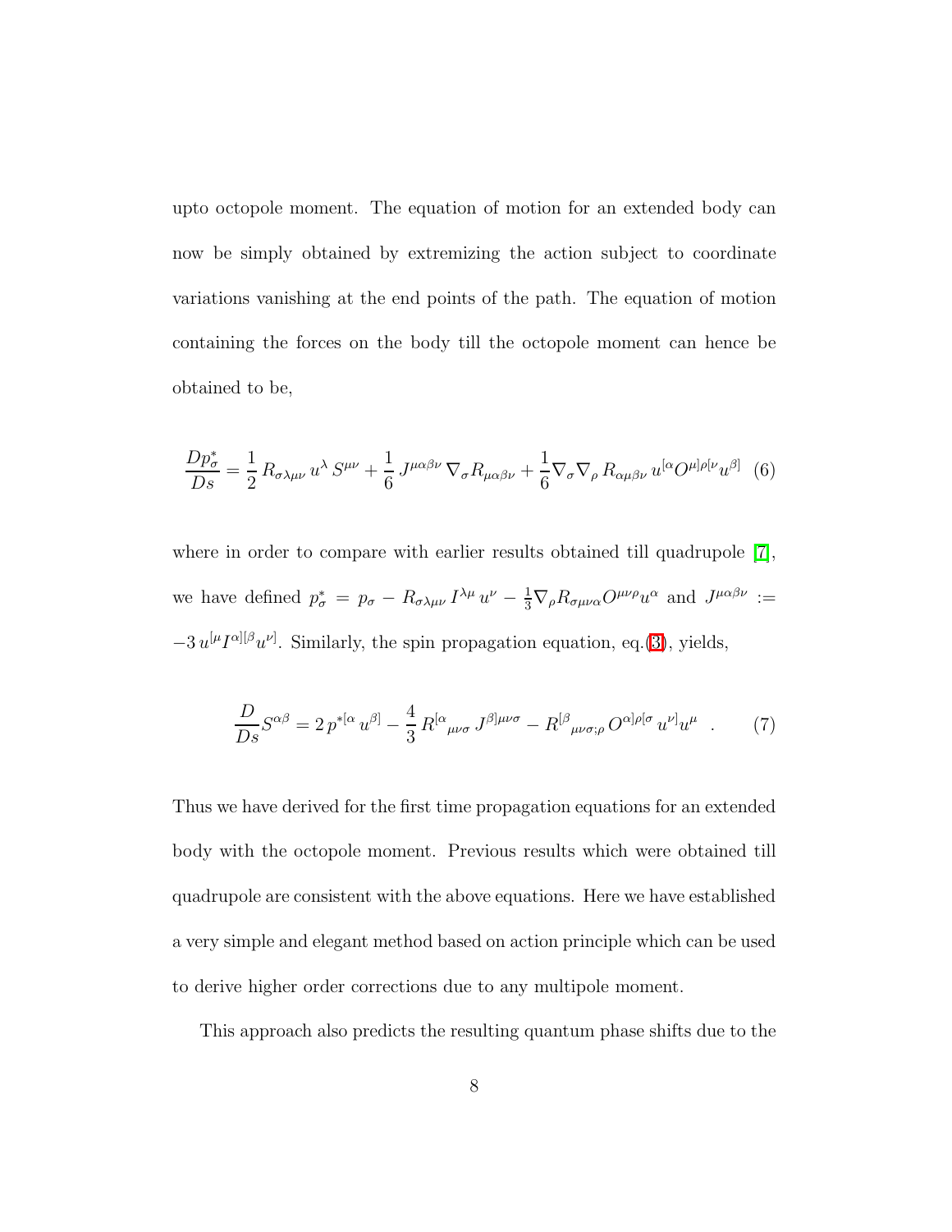upto octopole moment. The equation of motion for an extended body can now be simply obtained by extremizing the action subject to coordinate variations vanishing at the end points of the path. The equation of motion containing the forces on the body till the octopole moment can hence be obtained to be,

$$\frac{Dp^*_\sigma}{Ds} = \frac{1}{2}\, R_{\sigma\lambda\mu\nu}\, u^\lambda\, S^{\mu\nu} + \frac{1}{6}\, J^{\mu\alpha\beta\nu}\, \nabla_\sigma R_{\mu\alpha\beta\nu} + \frac{1}{6}\nabla_\sigma \nabla_\rho\, R_{\alpha\mu\beta\nu}\, u^{[\alpha} O^{\mu]\rho[\nu} u^{\beta]} \quad (6)$$

where in order to compare with earlier results obtained till quadrupole [7], we have defined $p^*_\sigma = p_\sigma - R_{\sigma\lambda\mu\nu}\, I^{\lambda\mu}\, u^\nu - \frac{1}{3}\nabla_\rho R_{\sigma\mu\nu\alpha} O^{\mu\nu\rho} u^\alpha$ and $J^{\mu\alpha\beta\nu} := -3\, u^{[\mu} I^{\alpha][\beta} u^{\nu]}$. Similarly, the spin propagation equation, eq.(3), yields,

$$\frac{D}{Ds} S^{\alpha\beta} = 2\, p^{*[\alpha}\, u^{\beta]} - \frac{4}{3}\, R^{[\alpha}{}_{\mu\nu\sigma}\, J^{\beta]\mu\nu\sigma} - R^{[\beta}{}_{\mu\nu\sigma;\rho}\, O^{\alpha]\rho[\sigma}\, u^{\nu]} u^\mu \quad . \quad (7)$$

Thus we have derived for the first time propagation equations for an extended body with the octopole moment. Previous results which were obtained till quadrupole are consistent with the above equations. Here we have established a very simple and elegant method based on action principle which can be used to derive higher order corrections due to any multipole moment.

This approach also predicts the resulting quantum phase shifts due to the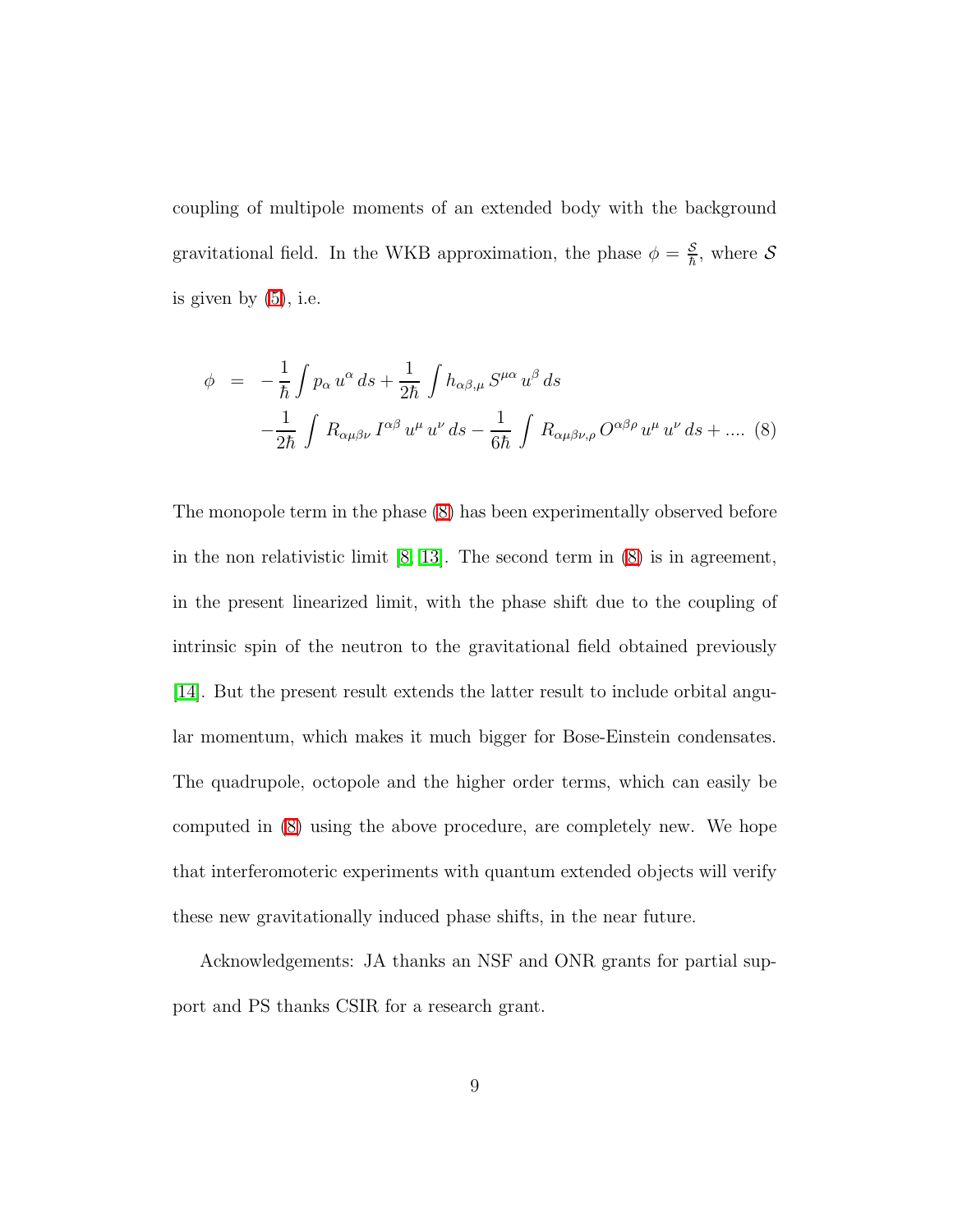coupling of multipole moments of an extended body with the background gravitational field. In the WKB approximation, the phase $\phi = \frac{\mathcal{S}}{\hbar}$, where $\mathcal{S}$ is given by (5), i.e.

$$
\begin{aligned}
\phi \;\; = \;\; & -\frac{1}{\hbar}\int p_\alpha \, u^\alpha \, ds + \frac{1}{2\hbar}\int h_{\alpha\beta,\mu}\, S^{\mu\alpha}\, u^\beta \, ds \\
& -\frac{1}{2\hbar}\int R_{\alpha\mu\beta\nu}\, I^{\alpha\beta}\, u^\mu \, u^\nu \, ds - \frac{1}{6\hbar}\int R_{\alpha\mu\beta\nu,\rho}\, O^{\alpha\beta\rho}\, u^\mu\, u^\nu \, ds + .... \quad (8)
\end{aligned}
$$

The monopole term in the phase (8) has been experimentally observed before in the non relativistic limit [8, 13]. The second term in (8) is in agreement, in the present linearized limit, with the phase shift due to the coupling of intrinsic spin of the neutron to the gravitational field obtained previously [14]. But the present result extends the latter result to include orbital angular momentum, which makes it much bigger for Bose-Einstein condensates. The quadrupole, octopole and the higher order terms, which can easily be computed in (8) using the above procedure, are completely new. We hope that interferomoteric experiments with quantum extended objects will verify these new gravitationally induced phase shifts, in the near future.

Acknowledgements: JA thanks an NSF and ONR grants for partial support and PS thanks CSIR for a research grant.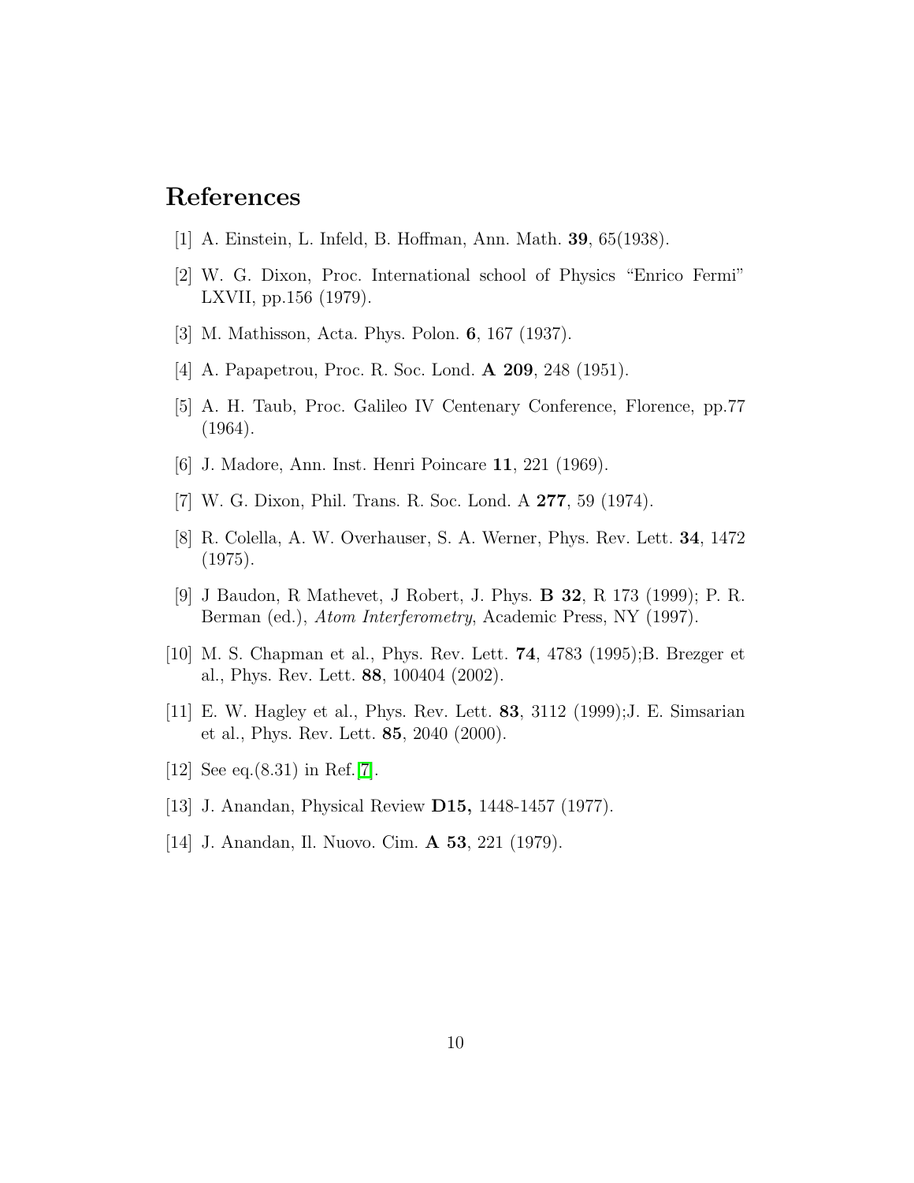# References

[1] A. Einstein, L. Infeld, B. Hoffman, Ann. Math. **39**, 65(1938).

[2] W. G. Dixon, Proc. International school of Physics "Enrico Fermi" LXVII, pp.156 (1979).

[3] M. Mathisson, Acta. Phys. Polon. **6**, 167 (1937).

[4] A. Papapetrou, Proc. R. Soc. Lond. **A 209**, 248 (1951).

[5] A. H. Taub, Proc. Galileo IV Centenary Conference, Florence, pp.77 (1964).

[6] J. Madore, Ann. Inst. Henri Poincare **11**, 221 (1969).

[7] W. G. Dixon, Phil. Trans. R. Soc. Lond. A **277**, 59 (1974).

[8] R. Colella, A. W. Overhauser, S. A. Werner, Phys. Rev. Lett. **34**, 1472 (1975).

[9] J Baudon, R Mathevet, J Robert, J. Phys. **B 32**, R 173 (1999); P. R. Berman (ed.), *Atom Interferometry*, Academic Press, NY (1997).

[10] M. S. Chapman et al., Phys. Rev. Lett. **74**, 4783 (1995);B. Brezger et al., Phys. Rev. Lett. **88**, 100404 (2002).

[11] E. W. Hagley et al., Phys. Rev. Lett. **83**, 3112 (1999);J. E. Simsarian et al., Phys. Rev. Lett. **85**, 2040 (2000).

[12] See eq.(8.31) in Ref.[7].

[13] J. Anandan, Physical Review **D15,** 1448-1457 (1977).

[14] J. Anandan, Il. Nuovo. Cim. **A 53**, 221 (1979).